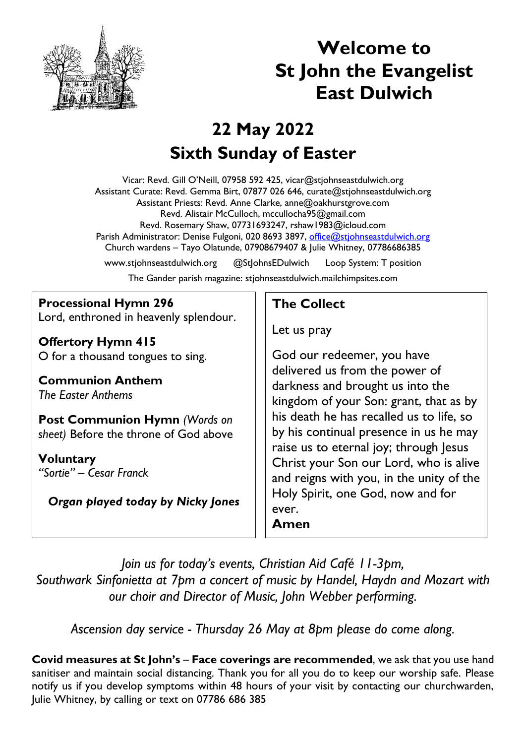# Welcome to St John the Evangelist East Dulwich

## 22 May 2022
## Sixth Sunday of Easter

Vicar: Revd. Gill O'Neill, 07958 592 425, vicar@stjohnseastdulwich.org
Assistant Curate: Revd. Gemma Birt, 07877 026 646, curate@stjohnseastdulwich.org
Assistant Priests: Revd. Anne Clarke, anne@oakhurstgrove.com
Revd. Alistair McCulloch, mccullocha95@gmail.com
Revd. Rosemary Shaw, 07731693247, rshaw1983@icloud.com
Parish Administrator: Denise Fulgoni, 020 8693 3897, office@stjohnseastdulwich.org
Church wardens – Tayo Olatunde, 07908679407 & Julie Whitney, 07786686385

www.stjohnseastdulwich.org @StJohnsEDulwich Loop System: T position

The Gander parish magazine: stjohnseastdulwich.mailchimpsites.com

**Processional Hymn 296**
Lord, enthroned in heavenly splendour.

**Offertory Hymn 415**
O for a thousand tongues to sing.

**Communion Anthem**
*The Easter Anthems*

**Post Communion Hymn** *(Words on sheet)* Before the throne of God above

**Voluntary**
*"Sortie" – Cesar Franck*

***Organ played today by Nicky Jones***

**The Collect**

Let us pray

God our redeemer, you have delivered us from the power of darkness and brought us into the kingdom of your Son: grant, that as by his death he has recalled us to life, so by his continual presence in us he may raise us to eternal joy; through Jesus Christ your Son our Lord, who is alive and reigns with you, in the unity of the Holy Spirit, one God, now and for ever.
**Amen**

*Join us for today's events, Christian Aid Café 11-3pm, Southwark Sinfonietta at 7pm a concert of music by Handel, Haydn and Mozart with our choir and Director of Music, John Webber performing.*

*Ascension day service - Thursday 26 May at 8pm please do come along.*

**Covid measures at St John's** – **Face coverings are recommended**, we ask that you use hand sanitiser and maintain social distancing. Thank you for all you do to keep our worship safe. Please notify us if you develop symptoms within 48 hours of your visit by contacting our churchwarden, Julie Whitney, by calling or text on 07786 686 385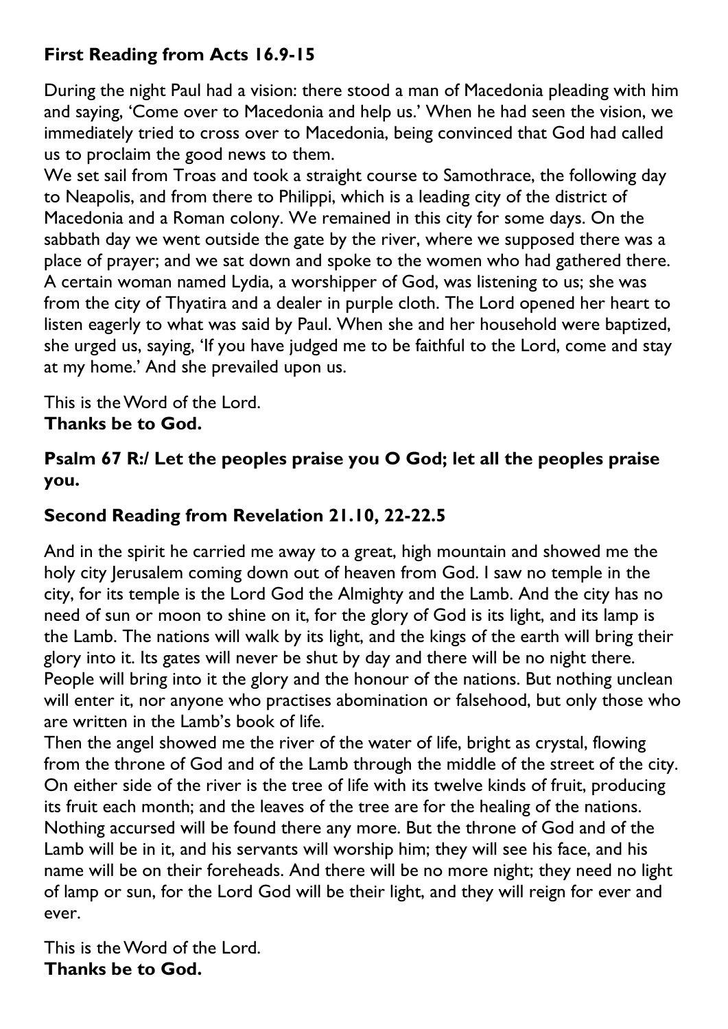**First Reading from Acts 16.9-15**

During the night Paul had a vision: there stood a man of Macedonia pleading with him and saying, 'Come over to Macedonia and help us.' When he had seen the vision, we immediately tried to cross over to Macedonia, being convinced that God had called us to proclaim the good news to them.
We set sail from Troas and took a straight course to Samothrace, the following day to Neapolis, and from there to Philippi, which is a leading city of the district of Macedonia and a Roman colony. We remained in this city for some days. On the sabbath day we went outside the gate by the river, where we supposed there was a place of prayer; and we sat down and spoke to the women who had gathered there. A certain woman named Lydia, a worshipper of God, was listening to us; she was from the city of Thyatira and a dealer in purple cloth. The Lord opened her heart to listen eagerly to what was said by Paul. When she and her household were baptized, she urged us, saying, 'If you have judged me to be faithful to the Lord, come and stay at my home.' And she prevailed upon us.

This is the Word of the Lord.
**Thanks be to God.**

**Psalm 67 R:/ Let the peoples praise you O God; let all the peoples praise you.**

**Second Reading from Revelation 21.10, 22-22.5**

And in the spirit he carried me away to a great, high mountain and showed me the holy city Jerusalem coming down out of heaven from God. I saw no temple in the city, for its temple is the Lord God the Almighty and the Lamb. And the city has no need of sun or moon to shine on it, for the glory of God is its light, and its lamp is the Lamb. The nations will walk by its light, and the kings of the earth will bring their glory into it. Its gates will never be shut by day and there will be no night there. People will bring into it the glory and the honour of the nations. But nothing unclean will enter it, nor anyone who practises abomination or falsehood, but only those who are written in the Lamb's book of life.
Then the angel showed me the river of the water of life, bright as crystal, flowing from the throne of God and of the Lamb through the middle of the street of the city. On either side of the river is the tree of life with its twelve kinds of fruit, producing its fruit each month; and the leaves of the tree are for the healing of the nations. Nothing accursed will be found there any more. But the throne of God and of the Lamb will be in it, and his servants will worship him; they will see his face, and his name will be on their foreheads. And there will be no more night; they need no light of lamp or sun, for the Lord God will be their light, and they will reign for ever and ever.

This is the Word of the Lord.
**Thanks be to God.**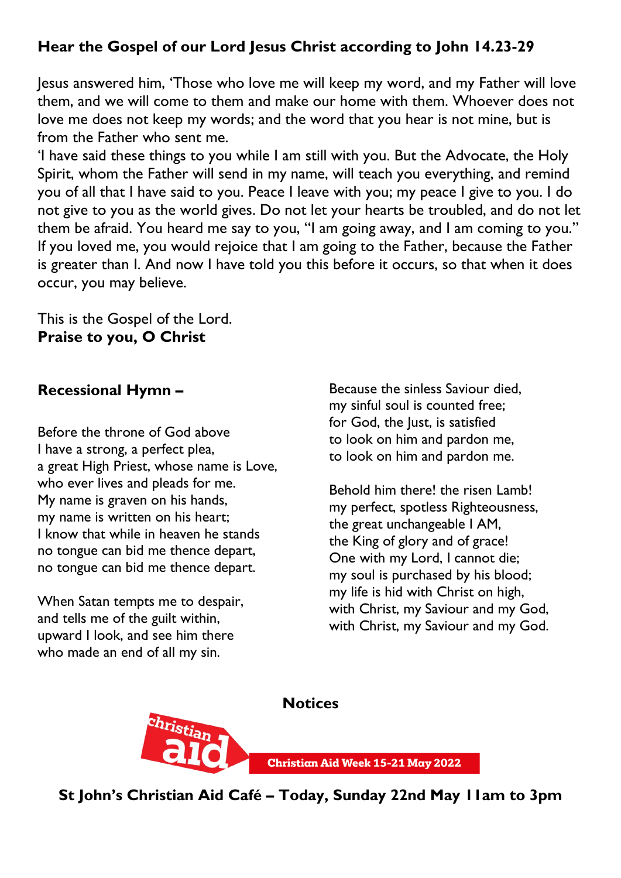**Hear the Gospel of our Lord Jesus Christ according to John 14.23-29**

Jesus answered him, 'Those who love me will keep my word, and my Father will love them, and we will come to them and make our home with them. Whoever does not love me does not keep my words; and the word that you hear is not mine, but is from the Father who sent me.
'I have said these things to you while I am still with you. But the Advocate, the Holy Spirit, whom the Father will send in my name, will teach you everything, and remind you of all that I have said to you. Peace I leave with you; my peace I give to you. I do not give to you as the world gives. Do not let your hearts be troubled, and do not let them be afraid. You heard me say to you, "I am going away, and I am coming to you." If you loved me, you would rejoice that I am going to the Father, because the Father is greater than I. And now I have told you this before it occurs, so that when it does occur, you may believe.

This is the Gospel of the Lord.
**Praise to you, O Christ**

**Recessional Hymn –**

Before the throne of God above
I have a strong, a perfect plea,
a great High Priest, whose name is Love,
who ever lives and pleads for me.
My name is graven on his hands,
my name is written on his heart;
I know that while in heaven he stands
no tongue can bid me thence depart,
no tongue can bid me thence depart.

When Satan tempts me to despair,
and tells me of the guilt within,
upward I look, and see him there
who made an end of all my sin.
Because the sinless Saviour died,
my sinful soul is counted free;
for God, the Just, is satisfied
to look on him and pardon me,
to look on him and pardon me.

Behold him there! the risen Lamb!
my perfect, spotless Righteousness,
the great unchangeable I AM,
the King of glory and of grace!
One with my Lord, I cannot die;
my soul is purchased by his blood;
my life is hid with Christ on high,
with Christ, my Saviour and my God,
with Christ, my Saviour and my God.

**Notices**

christian aid

**Christian Aid Week 15-21 May 2022**

**St John's Christian Aid Café – Today, Sunday 22nd May 11am to 3pm**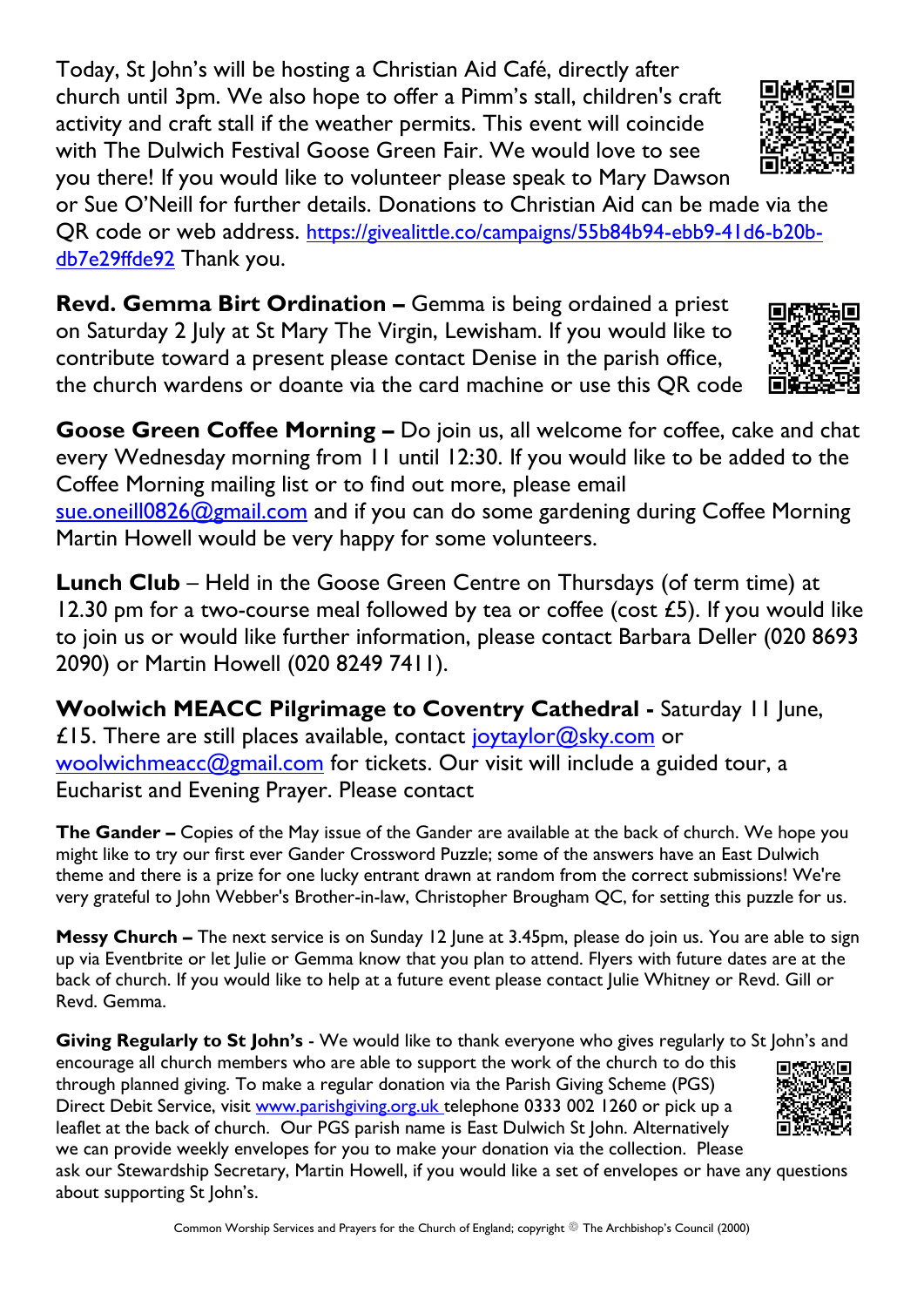Today, St John's will be hosting a Christian Aid Café, directly after church until 3pm. We also hope to offer a Pimm's stall, children's craft activity and craft stall if the weather permits. This event will coincide with The Dulwich Festival Goose Green Fair. We would love to see you there! If you would like to volunteer please speak to Mary Dawson or Sue O'Neill for further details. Donations to Christian Aid can be made via the QR code or web address. https://givealittle.co/campaigns/55b84b94-ebb9-41d6-b20b-db7e29ffde92 Thank you.

**Revd. Gemma Birt Ordination –** Gemma is being ordained a priest on Saturday 2 July at St Mary The Virgin, Lewisham. If you would like to contribute toward a present please contact Denise in the parish office, the church wardens or doante via the card machine or use this QR code

**Goose Green Coffee Morning –** Do join us, all welcome for coffee, cake and chat every Wednesday morning from 11 until 12:30. If you would like to be added to the Coffee Morning mailing list or to find out more, please email sue.oneill0826@gmail.com and if you can do some gardening during Coffee Morning Martin Howell would be very happy for some volunteers.

**Lunch Club** – Held in the Goose Green Centre on Thursdays (of term time) at 12.30 pm for a two-course meal followed by tea or coffee (cost £5). If you would like to join us or would like further information, please contact Barbara Deller (020 8693 2090) or Martin Howell (020 8249 7411).

**Woolwich MEACC Pilgrimage to Coventry Cathedral -** Saturday 11 June, £15. There are still places available, contact joytaylor@sky.com or woolwichmeacc@gmail.com for tickets. Our visit will include a guided tour, a Eucharist and Evening Prayer. Please contact

**The Gander –** Copies of the May issue of the Gander are available at the back of church. We hope you might like to try our first ever Gander Crossword Puzzle; some of the answers have an East Dulwich theme and there is a prize for one lucky entrant drawn at random from the correct submissions! We're very grateful to John Webber's Brother-in-law, Christopher Brougham QC, for setting this puzzle for us.

**Messy Church –** The next service is on Sunday 12 June at 3.45pm, please do join us. You are able to sign up via Eventbrite or let Julie or Gemma know that you plan to attend. Flyers with future dates are at the back of church. If you would like to help at a future event please contact Julie Whitney or Revd. Gill or Revd. Gemma.

**Giving Regularly to St John's** - We would like to thank everyone who gives regularly to St John's and encourage all church members who are able to support the work of the church to do this through planned giving. To make a regular donation via the Parish Giving Scheme (PGS) Direct Debit Service, visit www.parishgiving.org.uk telephone 0333 002 1260 or pick up a leaflet at the back of church. Our PGS parish name is East Dulwich St John. Alternatively we can provide weekly envelopes for you to make your donation via the collection. Please ask our Stewardship Secretary, Martin Howell, if you would like a set of envelopes or have any questions about supporting St John's.

Common Worship Services and Prayers for the Church of England; copyright © The Archbishop's Council (2000)